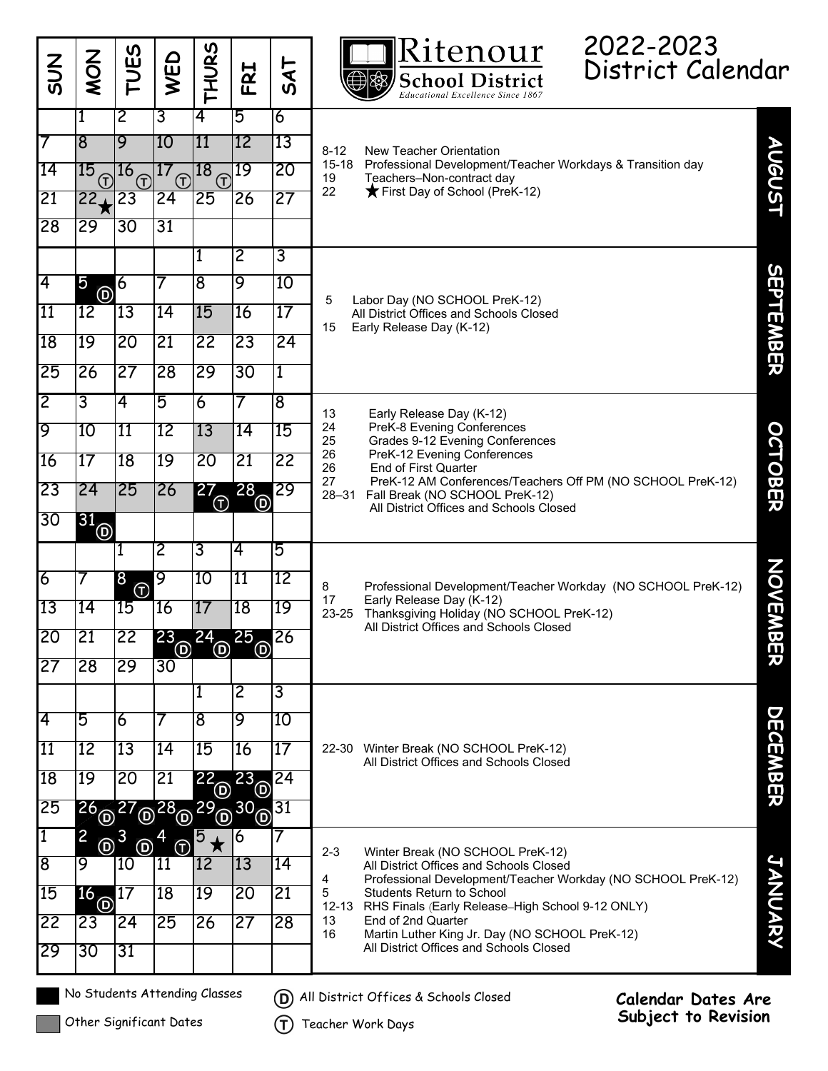# Ritenour School District

*Educational Excellence Since 1867*

# 2022-2023 District Calendar

## August

| SUN | MON | TUES | WED | THURS | FRI | SAT |
|---|---|---|---|---|---|---|
| | 1 | 2 | 3 | 4 | 5 | 6 |
| 7 | 8 | 9 | 10 | 11 | 12 | 13 |
| 14 | 15 (T) | 16 (T) | 17 (T) | 18 (T) | 19 | 20 |
| 21 | 22 ★ | 23 | 24 | 25 | 26 | 27 |
| 28 | 29 | 30 | 31 | | | |

- 8-12 New Teacher Orientation
- 15-18 Professional Development/Teacher Workdays & Transition day
- 19 Teachers–Non-contract day
- 22 ★ First Day of School (PreK-12)

## September

| SUN | MON | TUES | WED | THURS | FRI | SAT |
|---|---|---|---|---|---|---|
| | | | | 1 | 2 | 3 |
| 4 | 5 (D) | 6 | 7 | 8 | 9 | 10 |
| 11 | 12 | 13 | 14 | 15 | 16 | 17 |
| 18 | 19 | 20 | 21 | 22 | 23 | 24 |
| 25 | 26 | 27 | 28 | 29 | 30 | 1 |

- 5 Labor Day (NO SCHOOL PreK-12) All District Offices and Schools Closed
- 15 Early Release Day (K-12)

## October

| SUN | MON | TUES | WED | THURS | FRI | SAT |
|---|---|---|---|---|---|---|
| 2 | 3 | 4 | 5 | 6 | 7 | 8 |
| 9 | 10 | 11 | 12 | 13 | 14 | 15 |
| 16 | 17 | 18 | 19 | 20 | 21 | 22 |
| 23 | 24 | 25 | 26 | 27 (T) | 28 (D) | 29 |
| 30 | 31 (D) | | | | | |

- 13 Early Release Day (K-12)
- 24 PreK-8 Evening Conferences
- 25 Grades 9-12 Evening Conferences
- 26 PreK-12 Evening Conferences
- 26 End of First Quarter
- 27 PreK-12 AM Conferences/Teachers Off PM (NO SCHOOL PreK-12)
- 28–31 Fall Break (NO SCHOOL PreK-12) All District Offices and Schools Closed

## November

| SUN | MON | TUES | WED | THURS | FRI | SAT |
|---|---|---|---|---|---|---|
| | | 1 | 2 | 3 | 4 | 5 |
| 6 | 7 | 8 (T) | 9 | 10 | 11 | 12 |
| 13 | 14 | 15 | 16 | 17 | 18 | 19 |
| 20 | 21 | 22 | 23 (D) | 24 (D) | 25 (D) | 26 |
| 27 | 28 | 29 | 30 | | | |

- 8 Professional Development/Teacher Workday (NO SCHOOL PreK-12)
- 17 Early Release Day (K-12)
- 23-25 Thanksgiving Holiday (NO SCHOOL PreK-12) All District Offices and Schools Closed

## December

| SUN | MON | TUES | WED | THURS | FRI | SAT |
|---|---|---|---|---|---|---|
| | | | | 1 | 2 | 3 |
| 4 | 5 | 6 | 7 | 8 | 9 | 10 |
| 11 | 12 | 13 | 14 | 15 | 16 | 17 |
| 18 | 19 | 20 | 21 | 22 (D) | 23 (D) | 24 |
| 25 | 26 (D) | 27 (D) | 28 (D) | 29 (D) | 30 (D) | 31 |

- 22-30 Winter Break (NO SCHOOL PreK-12) All District Offices and Schools Closed

## January

| SUN | MON | TUES | WED | THURS | FRI | SAT |
|---|---|---|---|---|---|---|
| 1 | 2 (D) | 3 (D) | 4 (T) | 5 ★ | 6 | 7 |
| 8 | 9 | 10 | 11 | 12 | 13 | 14 |
| 15 | 16 (D) | 17 | 18 | 19 | 20 | 21 |
| 22 | 23 | 24 | 25 | 26 | 27 | 28 |
| 29 | 30 | 31 | | | | |

- 2-3 Winter Break (NO SCHOOL PreK-12) All District Offices and Schools Closed
- 4 Professional Development/Teacher Workday (NO SCHOOL PreK-12)
- 5 Students Return to School
- 12-13 RHS Finals (Early Release–High School 9-12 ONLY)
- 13 End of 2nd Quarter
- 16 Martin Luther King Jr. Day (NO SCHOOL PreK-12) All District Offices and Schools Closed

**Legend:**

- Black: No Students Attending Classes
- Gray: Other Significant Dates
- (D) All District Offices & Schools Closed
- (T) Teacher Work Days

**Calendar Dates Are Subject to Revision**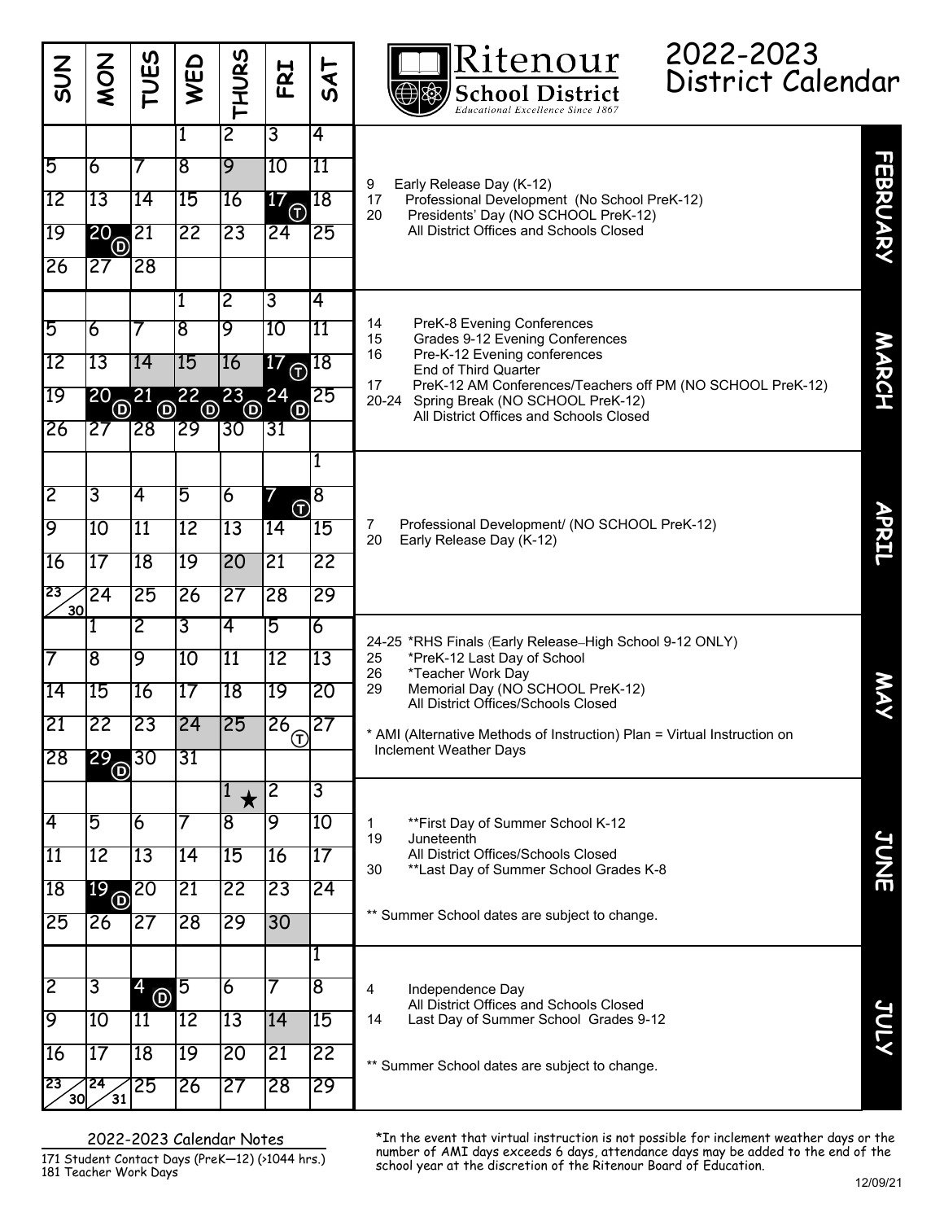# Ritenour School District

*Educational Excellence Since 1867*

# 2022-2023 District Calendar

## FEBRUARY

| SUN | MON | TUES | WED | THURS | FRI | SAT |
|---|---|---|---|---|---|---|
| | | | 1 | 2 | 3 | 4 |
| 5 | 6 | 7 | 8 | 9 | 10 | 11 |
| 12 | 13 | 14 | 15 | 16 | 17 (T) | 18 |
| 19 | 20 (D) | 21 | 22 | 23 | 24 | 25 |
| 26 | 27 | 28 | | | | |

9 Early Release Day (K-12)
17 Professional Development (No School PreK-12)
20 Presidents' Day (NO SCHOOL PreK-12)
All District Offices and Schools Closed

## MARCH

| SUN | MON | TUES | WED | THURS | FRI | SAT |
|---|---|---|---|---|---|---|
| | | | 1 | 2 | 3 | 4 |
| 5 | 6 | 7 | 8 | 9 | 10 | 11 |
| 12 | 13 | 14 | 15 | 16 | 17 (T) | 18 |
| 19 | 20 (D) | 21 (D) | 22 (D) | 23 (D) | 24 (D) | 25 |
| 26 | 27 | 28 | 29 | 30 | 31 | |

14 PreK-8 Evening Conferences
15 Grades 9-12 Evening Conferences
16 Pre-K-12 Evening conferences
End of Third Quarter
17 PreK-12 AM Conferences/Teachers off PM (NO SCHOOL PreK-12)
20-24 Spring Break (NO SCHOOL PreK-12)
All District Offices and Schools Closed

## APRIL

| SUN | MON | TUES | WED | THURS | FRI | SAT |
|---|---|---|---|---|---|---|
| | | | | | | 1 |
| 2 | 3 | 4 | 5 | 6 | 7 (T) | 8 |
| 9 | 10 | 11 | 12 | 13 | 14 | 15 |
| 16 | 17 | 18 | 19 | 20 | 21 | 22 |
| 23/30 | 24 | 25 | 26 | 27 | 28 | 29 |

7 Professional Development/ (NO SCHOOL PreK-12)
20 Early Release Day (K-12)

## MAY

| SUN | MON | TUES | WED | THURS | FRI | SAT |
|---|---|---|---|---|---|---|
| | 1 | 2 | 3 | 4 | 5 | 6 |
| 7 | 8 | 9 | 10 | 11 | 12 | 13 |
| 14 | 15 | 16 | 17 | 18 | 19 | 20 |
| 21 | 22 | 23 | 24 | 25 | 26 (T) | 27 |
| 28 | 29 (D) | 30 | 31 | | | |

24-25 *RHS Finals (Early Release–High School 9-12 ONLY)
25 *PreK-12 Last Day of School
26 *Teacher Work Day
29 Memorial Day (NO SCHOOL PreK-12)
All District Offices/Schools Closed

* AMI (Alternative Methods of Instruction) Plan = Virtual Instruction on Inclement Weather Days

## JUNE

| SUN | MON | TUES | WED | THURS | FRI | SAT |
|---|---|---|---|---|---|---|
| | | | | 1 ★ | 2 | 3 |
| 4 | 5 | 6 | 7 | 8 | 9 | 10 |
| 11 | 12 | 13 | 14 | 15 | 16 | 17 |
| 18 | 19 (D) | 20 | 21 | 22 | 23 | 24 |
| 25 | 26 | 27 | 28 | 29 | 30 | |

1 **First Day of Summer School K-12
19 Juneteenth
All District Offices/Schools Closed
30 **Last Day of Summer School Grades K-8

** Summer School dates are subject to change.

## JULY

| SUN | MON | TUES | WED | THURS | FRI | SAT |
|---|---|---|---|---|---|---|
| | | | | | | 1 |
| 2 | 3 | 4 (D) | 5 | 6 | 7 | 8 |
| 9 | 10 | 11 | 12 | 13 | 14 | 15 |
| 16 | 17 | 18 | 19 | 20 | 21 | 22 |
| 23/30 | 24/31 | 25 | 26 | 27 | 28 | 29 |

4 Independence Day
All District Offices and Schools Closed
14 Last Day of Summer School Grades 9-12

** Summer School dates are subject to change.

## 2022-2023 Calendar Notes

171 Student Contact Days (PreK—12) (>1044 hrs.)
181 Teacher Work Days

*In the event that virtual instruction is not possible for inclement weather days or the number of AMI days exceeds 6 days, attendance days may be added to the end of the school year at the discretion of the Ritenour Board of Education.

12/09/21